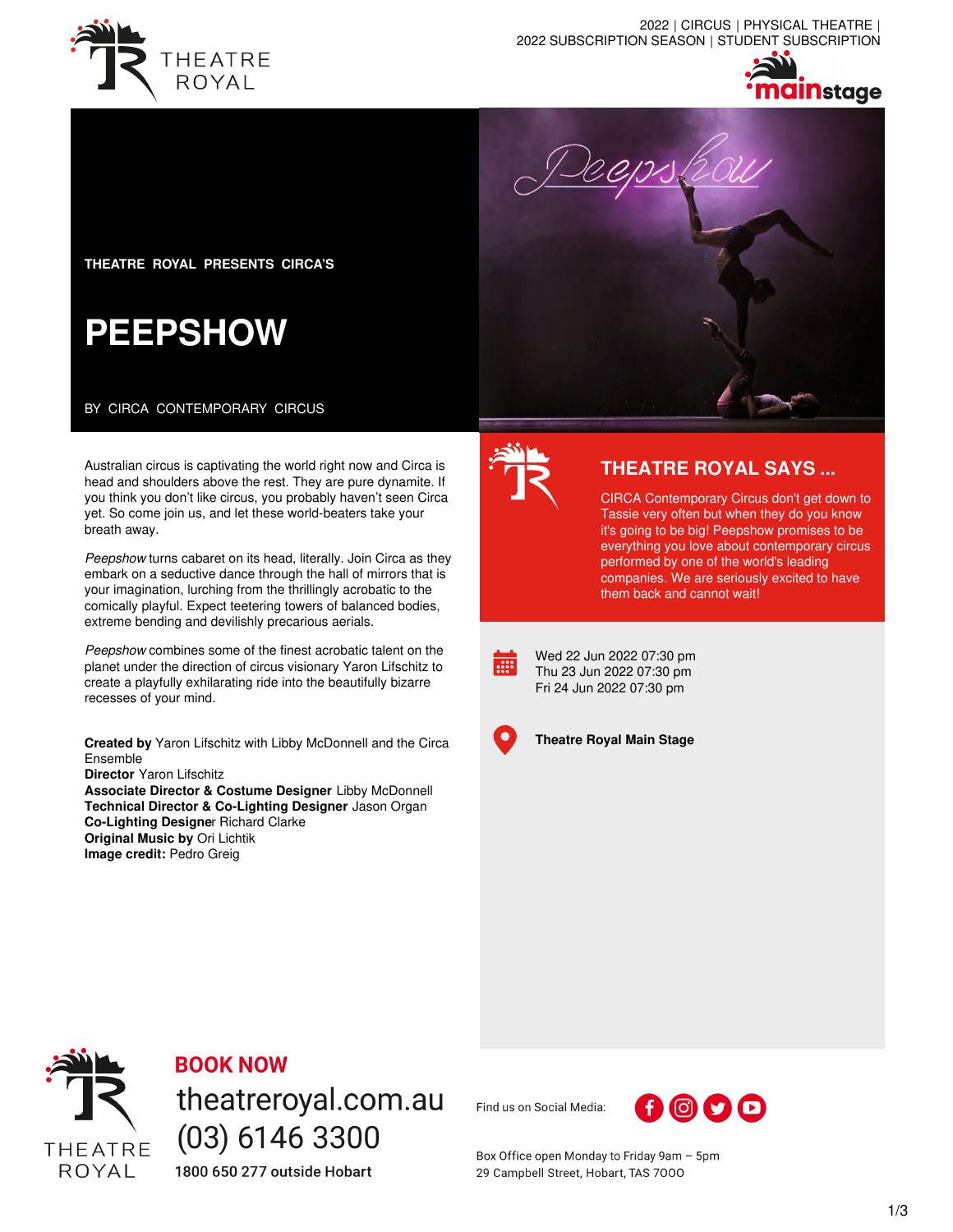2022 | CIRCUS | PHYSICAL THEATRE | 2022 SUBSCRIPTION SEASON | STUDENT SUBSCRIPTION

THEATRE ROYAL PRESENTS CIRCA'S

# PEEPSHOW

BY CIRCA CONTEMPORARY CIRCUS

Australian circus is captivating the world right now and Circa is head and shoulders above the rest. They are pure dynamite. If you think you don't like circus, you probably haven't seen Circa yet. So come join us, and let these world-beaters take your breath away.

*Peepshow* turns cabaret on its head, literally. Join Circa as they embark on a seductive dance through the hall of mirrors that is your imagination, lurching from the thrillingly acrobatic to the comically playful. Expect teetering towers of balanced bodies, extreme bending and devilishly precarious aerials.

*Peepshow* combines some of the finest acrobatic talent on the planet under the direction of circus visionary Yaron Lifschitz to create a playfully exhilarating ride into the beautifully bizarre recesses of your mind.

**Created by** Yaron Lifschitz with Libby McDonnell and the Circa Ensemble
**Director** Yaron Lifschitz
**Associate Director & Costume Designer** Libby McDonnell
**Technical Director & Co-Lighting Designer** Jason Organ
**Co-Lighting Designer** Richard Clarke
**Original Music by** Ori Lichtik
**Image credit:** Pedro Greig

## THEATRE ROYAL SAYS ...

CIRCA Contemporary Circus don't get down to Tassie very often but when they do you know it's going to be big! Peepshow promises to be everything you love about contemporary circus performed by one of the world's leading companies. We are seriously excited to have them back and cannot wait!

Wed 22 Jun 2022 07:30 pm
Thu 23 Jun 2022 07:30 pm
Fri 24 Jun 2022 07:30 pm

**Theatre Royal Main Stage**

**BOOK NOW**
theatreroyal.com.au
(03) 6146 3300
1800 650 277 outside Hobart

Find us on Social Media:

Box Office open Monday to Friday 9am – 5pm
29 Campbell Street, Hobart, TAS 7000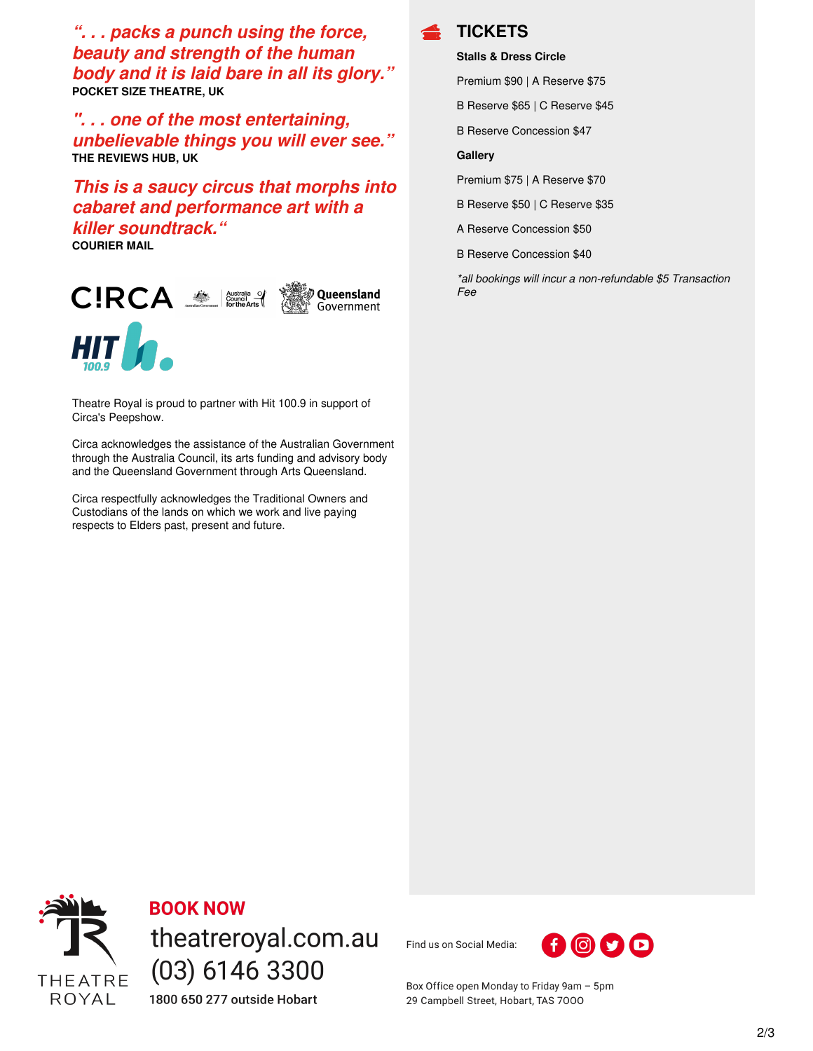***"... packs a punch using the force, beauty and strength of the human body and it is laid bare in all its glory."***
**POCKET SIZE THEATRE, UK**

***"... one of the most entertaining, unbelievable things you will ever see."***
**THE REVIEWS HUB, UK**

***This is a saucy circus that morphs into cabaret and performance art with a killer soundtrack."***
**COURIER MAIL**

Theatre Royal is proud to partner with Hit 100.9 in support of Circa's Peepshow.

Circa acknowledges the assistance of the Australian Government through the Australia Council, its arts funding and advisory body and the Queensland Government through Arts Queensland.

Circa respectfully acknowledges the Traditional Owners and Custodians of the lands on which we work and live paying respects to Elders past, present and future.

## TICKETS

**Stalls & Dress Circle**

Premium $90 | A Reserve $75

B Reserve $65 | C Reserve $45

B Reserve Concession $47

**Gallery**

Premium $75 | A Reserve $70

B Reserve $50 | C Reserve $35

A Reserve Concession $50

B Reserve Concession $40

*\*all bookings will incur a non-refundable $5 Transaction Fee*

**BOOK NOW**

theatreroyal.com.au

(03) 6146 3300

**1800 650 277 outside Hobart**

Find us on Social Media:

Box Office open Monday to Friday 9am – 5pm
29 Campbell Street, Hobart, TAS 7000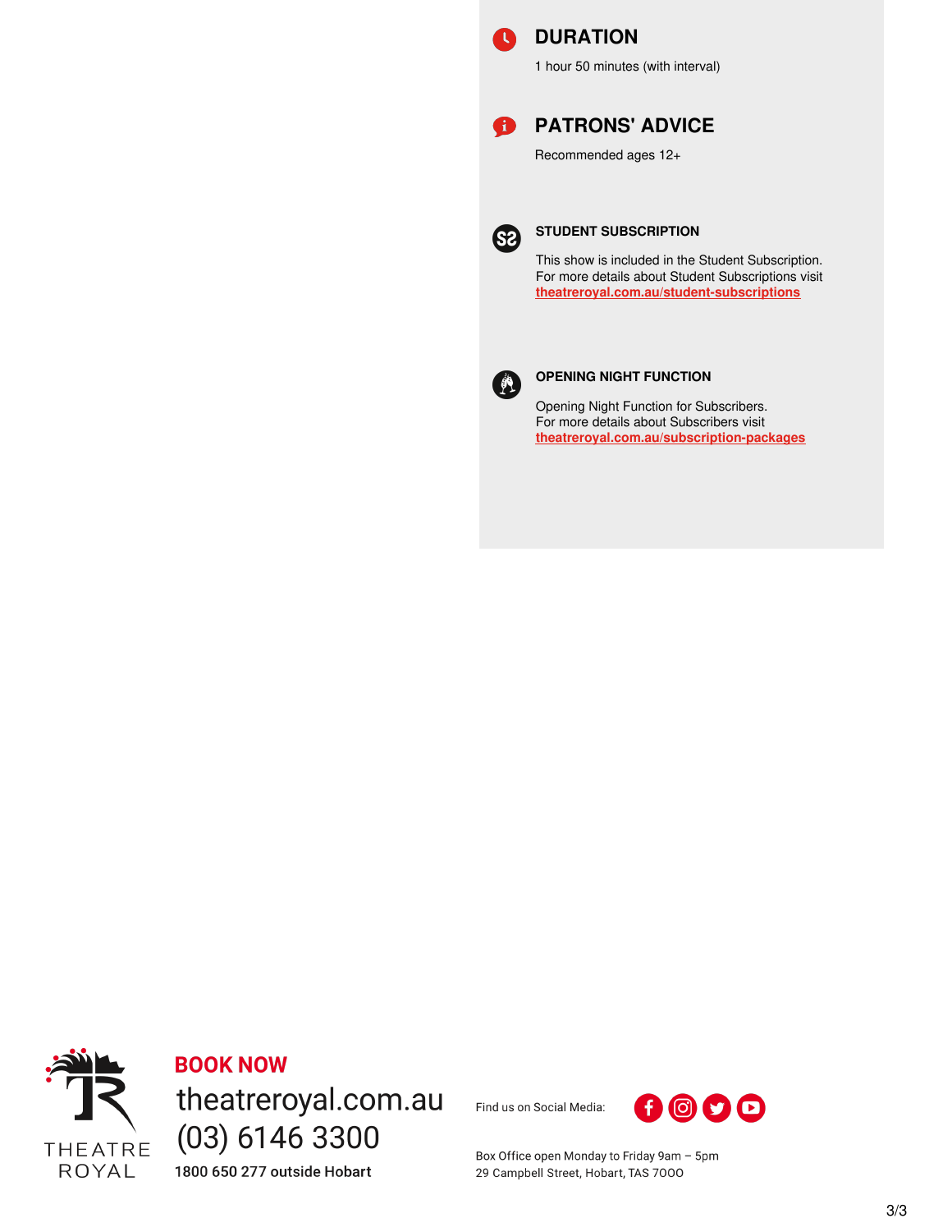## DURATION

1 hour 50 minutes (with interval)

## PATRONS' ADVICE

Recommended ages 12+

### STUDENT SUBSCRIPTION

This show is included in the Student Subscription.
For more details about Student Subscriptions visit
**theatreroyal.com.au/student-subscriptions**

### OPENING NIGHT FUNCTION

Opening Night Function for Subscribers.
For more details about Subscribers visit
**theatreroyal.com.au/subscription-packages**

THEATRE ROYAL

**BOOK NOW**
theatreroyal.com.au
(03) 6146 3300
**1800 650 277 outside Hobart**

Find us on Social Media:

Box Office open Monday to Friday 9am – 5pm
29 Campbell Street, Hobart, TAS 7000